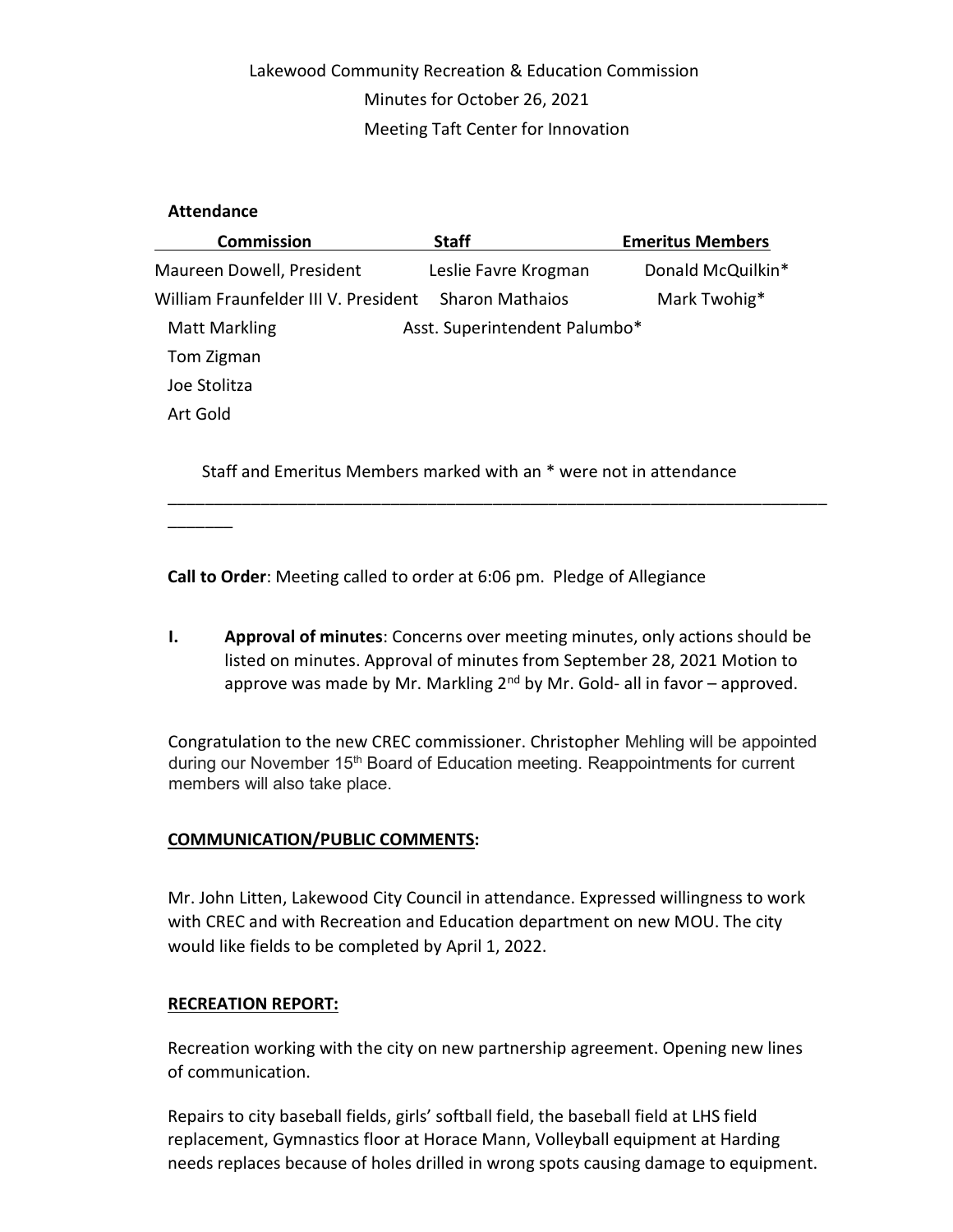Lakewood Community Recreation & Education Commission

Minutes for October 26, 2021

Meeting Taft Center for Innovation

**Attendance**

| Commission | Staff | Emeritus Members |
|---|---|---|
| Maureen Dowell, President | Leslie Favre Krogman | Donald McQuilkin* |
| William Fraunfelder III V. President | Sharon Mathaios | Mark Twohig* |
| Matt Markling | Asst. Superintendent Palumbo* | |
| Tom Zigman | | |
| Joe Stolitza | | |
| Art Gold | | |

Staff and Emeritus Members marked with an * were not in attendance

---

**Call to Order**: Meeting called to order at 6:06 pm. Pledge of Allegiance

**I. Approval of minutes**: Concerns over meeting minutes, only actions should be listed on minutes. Approval of minutes from September 28, 2021 Motion to approve was made by Mr. Markling 2nd by Mr. Gold- all in favor – approved.

Congratulation to the new CREC commissioner. Christopher Mehling will be appointed during our November 15th Board of Education meeting. Reappointments for current members will also take place.

**COMMUNICATION/PUBLIC COMMENTS:**

Mr. John Litten, Lakewood City Council in attendance. Expressed willingness to work with CREC and with Recreation and Education department on new MOU. The city would like fields to be completed by April 1, 2022.

**RECREATION REPORT:**

Recreation working with the city on new partnership agreement. Opening new lines of communication.

Repairs to city baseball fields, girls' softball field, the baseball field at LHS field replacement, Gymnastics floor at Horace Mann, Volleyball equipment at Harding needs replaces because of holes drilled in wrong spots causing damage to equipment.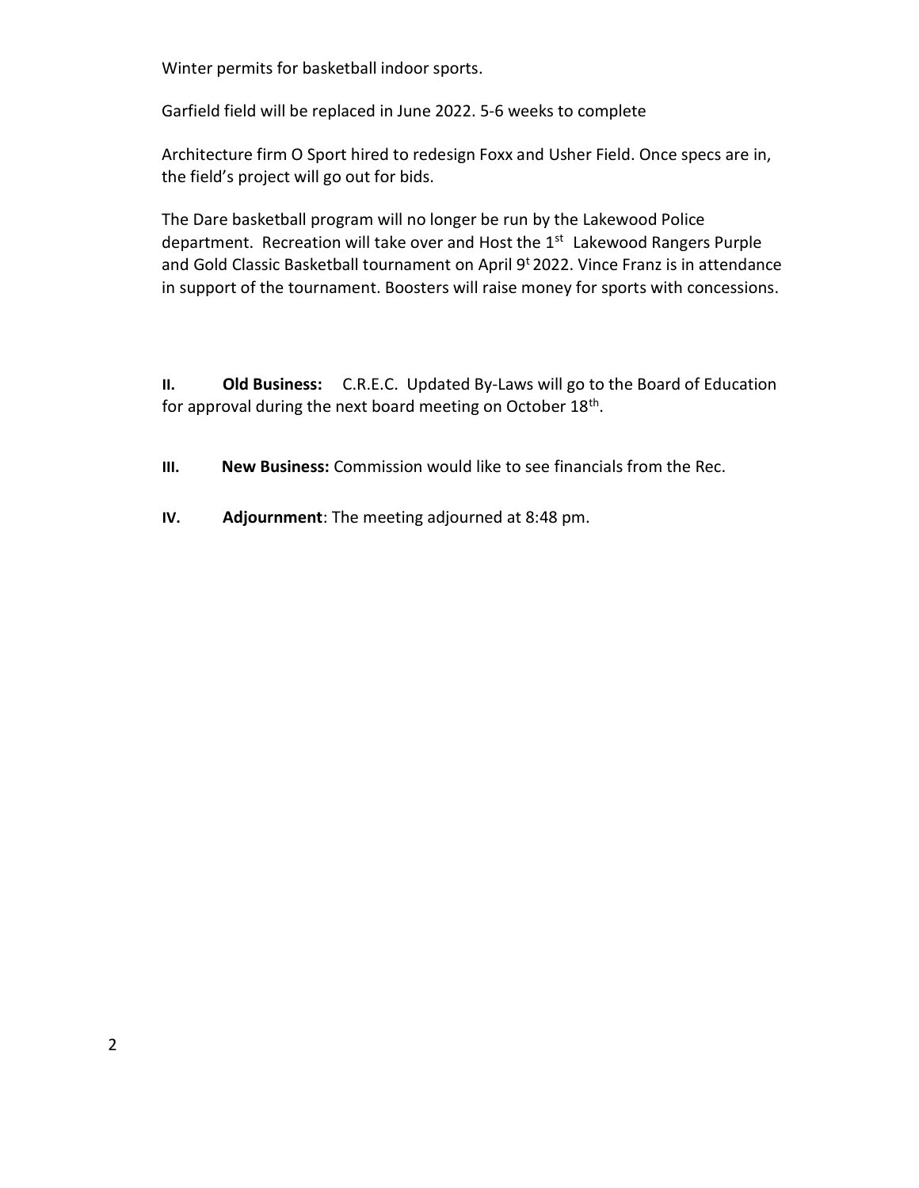Winter permits for basketball indoor sports.

Garfield field will be replaced in June 2022. 5-6 weeks to complete

Architecture firm O Sport hired to redesign Foxx and Usher Field. Once specs are in, the field's project will go out for bids.

The Dare basketball program will no longer be run by the Lakewood Police department. Recreation will take over and Host the 1st Lakewood Rangers Purple and Gold Classic Basketball tournament on April 9t 2022. Vince Franz is in attendance in support of the tournament. Boosters will raise money for sports with concessions.

**II. Old Business:** C.R.E.C. Updated By-Laws will go to the Board of Education for approval during the next board meeting on October 18th.

**III. New Business:** Commission would like to see financials from the Rec.

**IV. Adjournment**: The meeting adjourned at 8:48 pm.